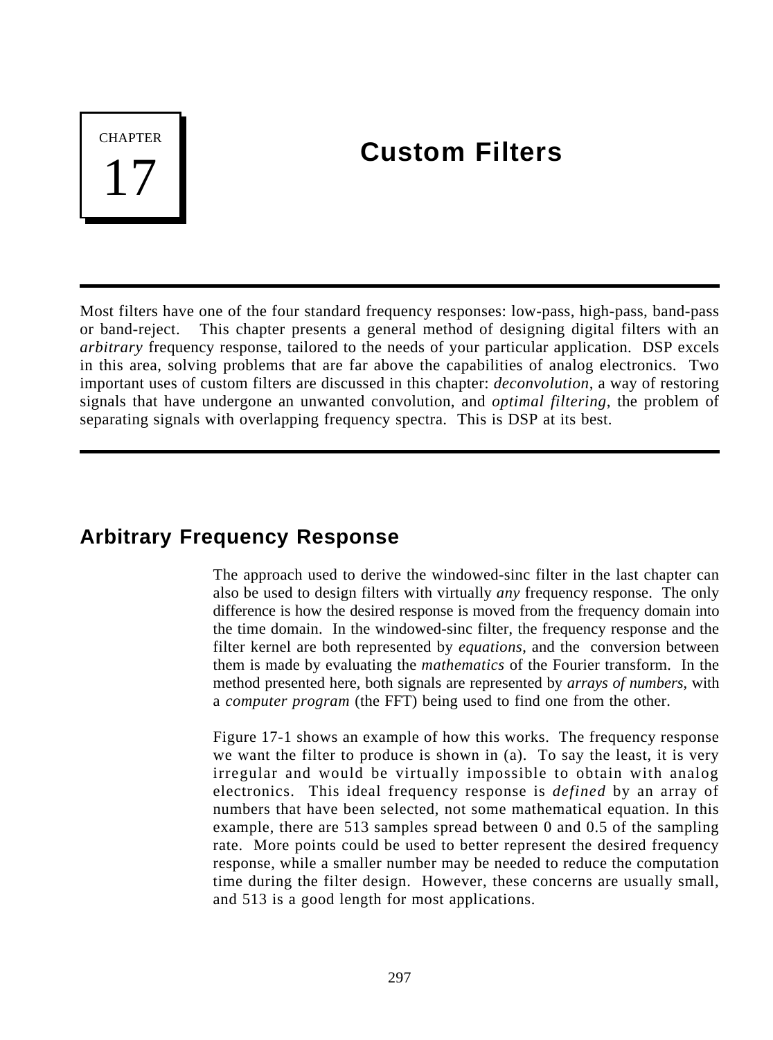# CHAPTER 17

# Custom Filters

Most filters have one of the four standard frequency responses: low-pass, high-pass, band-pass or band-reject. This chapter presents a general method of designing digital filters with an *arbitrary* frequency response, tailored to the needs of your particular application. DSP excels in this area, solving problems that are far above the capabilities of analog electronics. Two important uses of custom filters are discussed in this chapter: *deconvolution*, a way of restoring signals that have undergone an unwanted convolution, and *optimal filtering*, the problem of separating signals with overlapping frequency spectra. This is DSP at its best.

## Arbitrary Frequency Response

The approach used to derive the windowed-sinc filter in the last chapter can also be used to design filters with virtually *any* frequency response. The only difference is how the desired response is moved from the frequency domain into the time domain. In the windowed-sinc filter, the frequency response and the filter kernel are both represented by *equations*, and the conversion between them is made by evaluating the *mathematics* of the Fourier transform. In the method presented here, both signals are represented by *arrays of numbers*, with a *computer program* (the FFT) being used to find one from the other.

Figure 17-1 shows an example of how this works. The frequency response we want the filter to produce is shown in (a). To say the least, it is very irregular and would be virtually impossible to obtain with analog electronics. This ideal frequency response is *defined* by an array of numbers that have been selected, not some mathematical equation. In this example, there are 513 samples spread between 0 and 0.5 of the sampling rate. More points could be used to better represent the desired frequency response, while a smaller number may be needed to reduce the computation time during the filter design. However, these concerns are usually small, and 513 is a good length for most applications.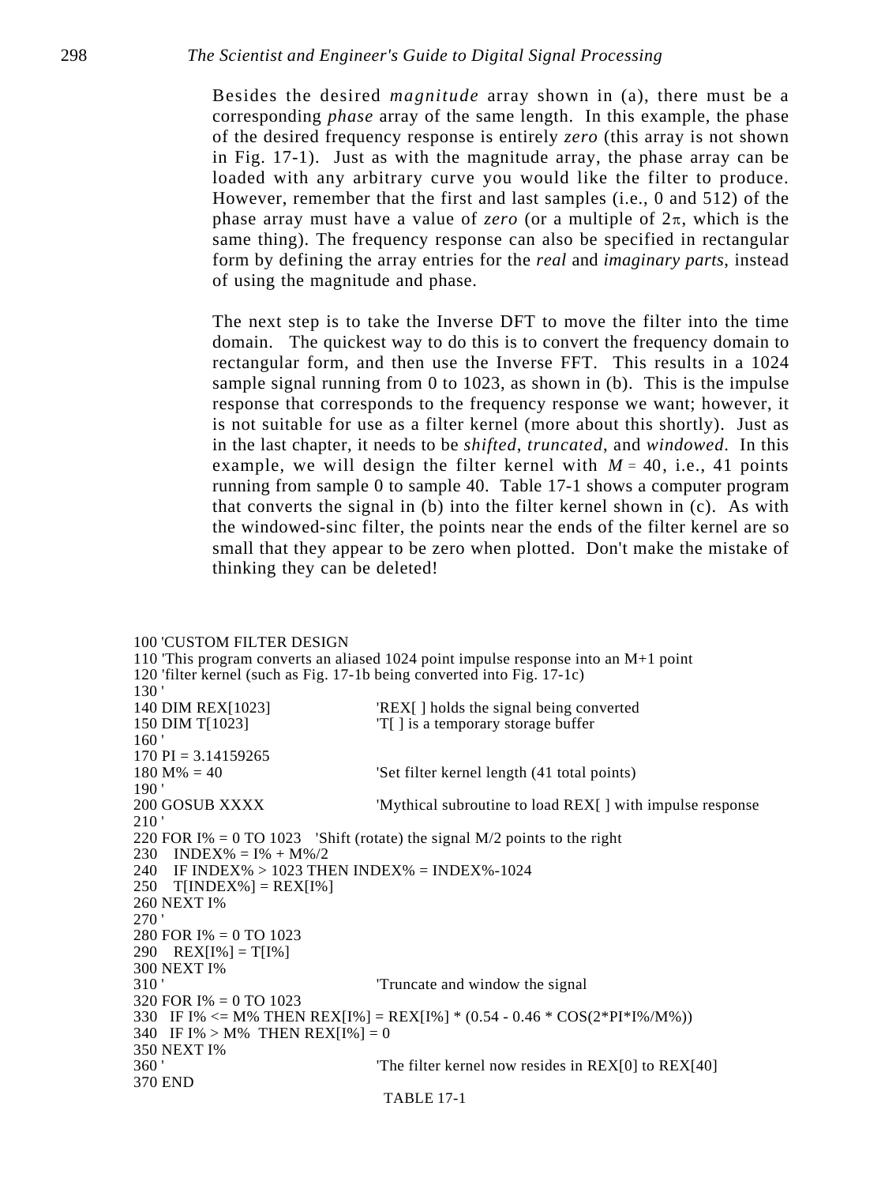Besides the desired *magnitude* array shown in (a), there must be a corresponding *phase* array of the same length. In this example, the phase of the desired frequency response is entirely *zero* (this array is not shown in Fig. 17-1). Just as with the magnitude array, the phase array can be loaded with any arbitrary curve you would like the filter to produce. However, remember that the first and last samples (i.e., 0 and 512) of the phase array must have a value of *zero* (or a multiple of $2\pi$, which is the same thing). The frequency response can also be specified in rectangular form by defining the array entries for the *real* and *imaginary parts*, instead of using the magnitude and phase.

The next step is to take the Inverse DFT to move the filter into the time domain. The quickest way to do this is to convert the frequency domain to rectangular form, and then use the Inverse FFT. This results in a 1024 sample signal running from 0 to 1023, as shown in (b). This is the impulse response that corresponds to the frequency response we want; however, it is not suitable for use as a filter kernel (more about this shortly). Just as in the last chapter, it needs to be *shifted*, *truncated*, and *windowed*. In this example, we will design the filter kernel with $M = 40$, i.e., 41 points running from sample 0 to sample 40. Table 17-1 shows a computer program that converts the signal in (b) into the filter kernel shown in (c). As with the windowed-sinc filter, the points near the ends of the filter kernel are so small that they appear to be zero when plotted. Don't make the mistake of thinking they can be deleted!

```
100 'CUSTOM FILTER DESIGN
110 'This program converts an aliased 1024 point impulse response into an M+1 point
120 'filter kernel (such as Fig. 17-1b being converted into Fig. 17-1c)
130 '
140 DIM REX[1023]                 'REX[ ] holds the signal being converted
150 DIM T[1023]                   'T[ ] is a temporary storage buffer
160 '
170 PI = 3.14159265
180 M% = 40                       'Set filter kernel length (41 total points)
190 '
200 GOSUB XXXX                    'Mythical subroutine to load REX[ ] with impulse response
210 '
220 FOR I% = 0 TO 1023    'Shift (rotate) the signal M/2 points to the right
230   INDEX% = I% + M%/2
240   IF INDEX% > 1023 THEN INDEX% = INDEX%-1024
250   T[INDEX%] = REX[I%]
260 NEXT I%
270 '
280 FOR I% = 0 TO 1023
290   REX[I%] = T[I%]
300 NEXT I%
310 '                             'Truncate and window the signal
320 FOR I% = 0 TO 1023
330   IF I% <= M% THEN REX[I%] = REX[I%] * (0.54 - 0.46 * COS(2*PI*I%/M%))
340   IF I% > M%  THEN REX[I%] = 0
350 NEXT I%
360 '                             'The filter kernel now resides in REX[0] to REX[40]
370 END
```

TABLE 17-1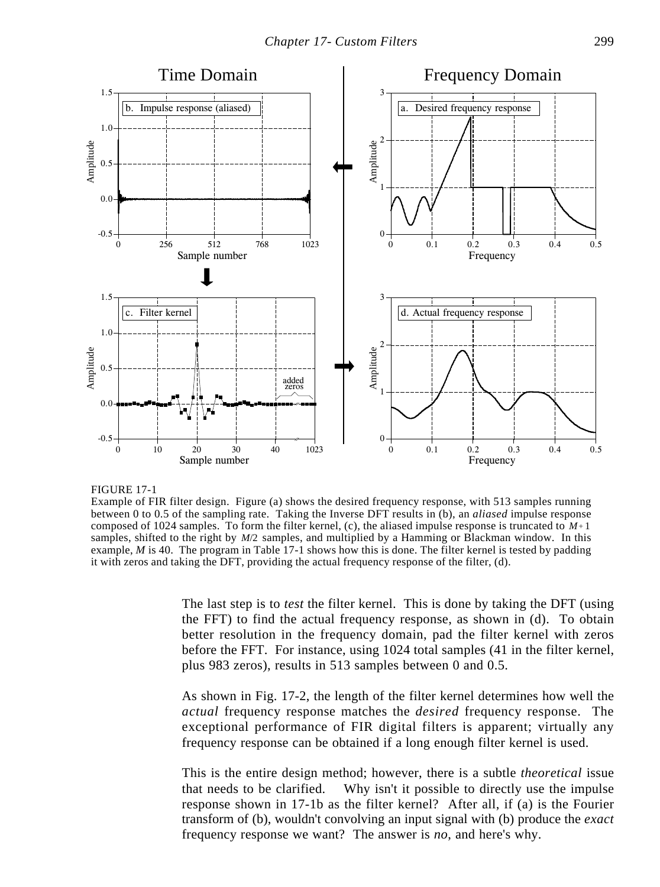FIGURE 17-1
Example of FIR filter design. Figure (a) shows the desired frequency response, with 513 samples running between 0 to 0.5 of the sampling rate. Taking the Inverse DFT results in (b), an *aliased* impulse response composed of 1024 samples. To form the filter kernel, (c), the aliased impulse response is truncated to $M+1$ samples, shifted to the right by $M/2$ samples, and multiplied by a Hamming or Blackman window. In this example, $M$ is 40. The program in Table 17-1 shows how this is done. The filter kernel is tested by padding it with zeros and taking the DFT, providing the actual frequency response of the filter, (d).

The last step is to *test* the filter kernel. This is done by taking the DFT (using the FFT) to find the actual frequency response, as shown in (d). To obtain better resolution in the frequency domain, pad the filter kernel with zeros before the FFT. For instance, using 1024 total samples (41 in the filter kernel, plus 983 zeros), results in 513 samples between 0 and 0.5.

As shown in Fig. 17-2, the length of the filter kernel determines how well the *actual* frequency response matches the *desired* frequency response. The exceptional performance of FIR digital filters is apparent; virtually any frequency response can be obtained if a long enough filter kernel is used.

This is the entire design method; however, there is a subtle *theoretical* issue that needs to be clarified. Why isn't it possible to directly use the impulse response shown in 17-1b as the filter kernel? After all, if (a) is the Fourier transform of (b), wouldn't convolving an input signal with (b) produce the *exact* frequency response we want? The answer is *no*, and here's why.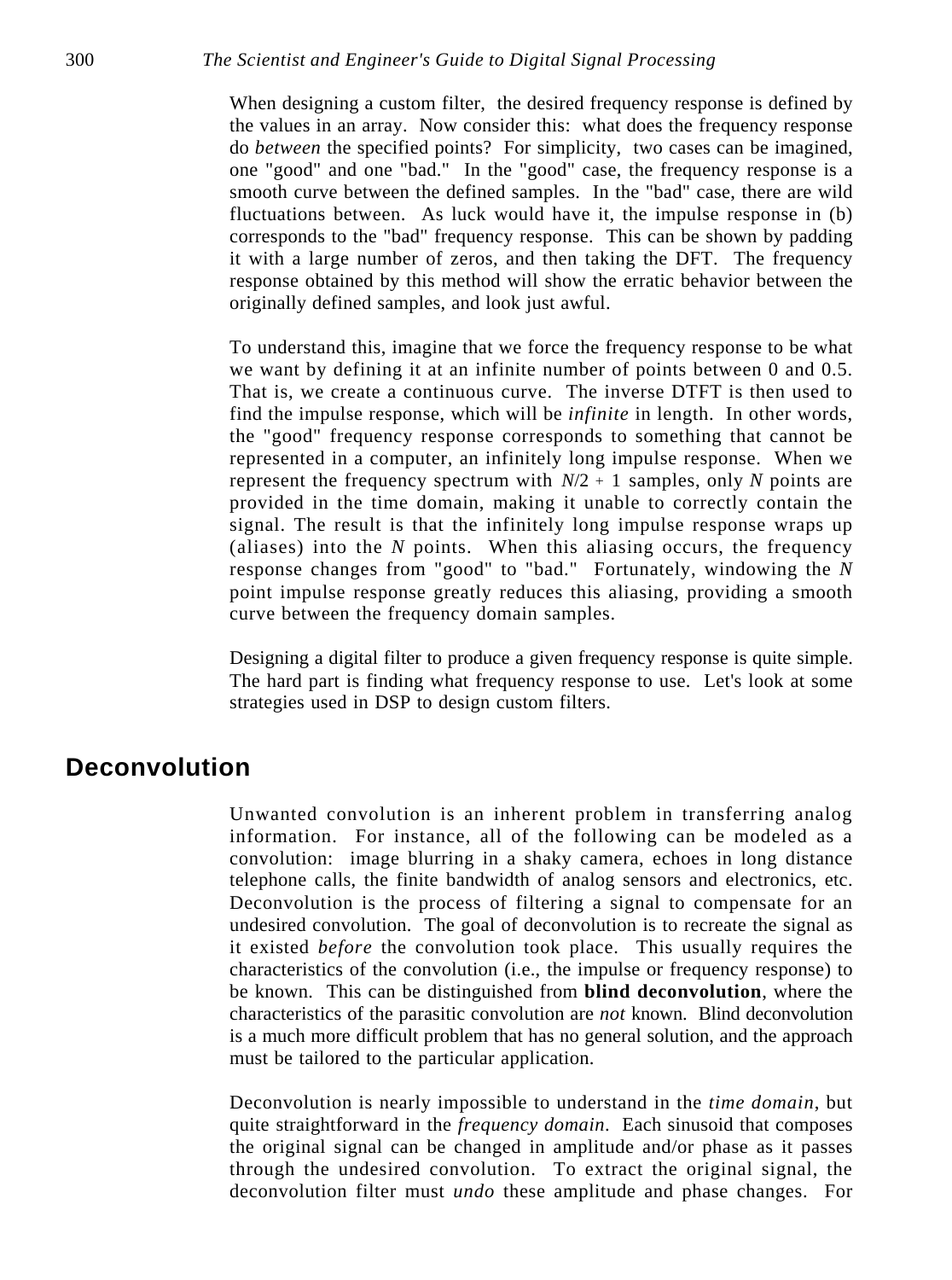When designing a custom filter, the desired frequency response is defined by the values in an array. Now consider this: what does the frequency response do *between* the specified points? For simplicity, two cases can be imagined, one "good" and one "bad." In the "good" case, the frequency response is a smooth curve between the defined samples. In the "bad" case, there are wild fluctuations between. As luck would have it, the impulse response in (b) corresponds to the "bad" frequency response. This can be shown by padding it with a large number of zeros, and then taking the DFT. The frequency response obtained by this method will show the erratic behavior between the originally defined samples, and look just awful.

To understand this, imagine that we force the frequency response to be what we want by defining it at an infinite number of points between 0 and 0.5. That is, we create a continuous curve. The inverse DTFT is then used to find the impulse response, which will be *infinite* in length. In other words, the "good" frequency response corresponds to something that cannot be represented in a computer, an infinitely long impulse response. When we represent the frequency spectrum with $N/2 + 1$ samples, only $N$ points are provided in the time domain, making it unable to correctly contain the signal. The result is that the infinitely long impulse response wraps up (aliases) into the $N$ points. When this aliasing occurs, the frequency response changes from "good" to "bad." Fortunately, windowing the $N$ point impulse response greatly reduces this aliasing, providing a smooth curve between the frequency domain samples.

Designing a digital filter to produce a given frequency response is quite simple. The hard part is finding what frequency response to use. Let's look at some strategies used in DSP to design custom filters.

## Deconvolution

Unwanted convolution is an inherent problem in transferring analog information. For instance, all of the following can be modeled as a convolution: image blurring in a shaky camera, echoes in long distance telephone calls, the finite bandwidth of analog sensors and electronics, etc. Deconvolution is the process of filtering a signal to compensate for an undesired convolution. The goal of deconvolution is to recreate the signal as it existed *before* the convolution took place. This usually requires the characteristics of the convolution (i.e., the impulse or frequency response) to be known. This can be distinguished from **blind deconvolution**, where the characteristics of the parasitic convolution are *not* known. Blind deconvolution is a much more difficult problem that has no general solution, and the approach must be tailored to the particular application.

Deconvolution is nearly impossible to understand in the *time domain*, but quite straightforward in the *frequency domain*. Each sinusoid that composes the original signal can be changed in amplitude and/or phase as it passes through the undesired convolution. To extract the original signal, the deconvolution filter must *undo* these amplitude and phase changes. For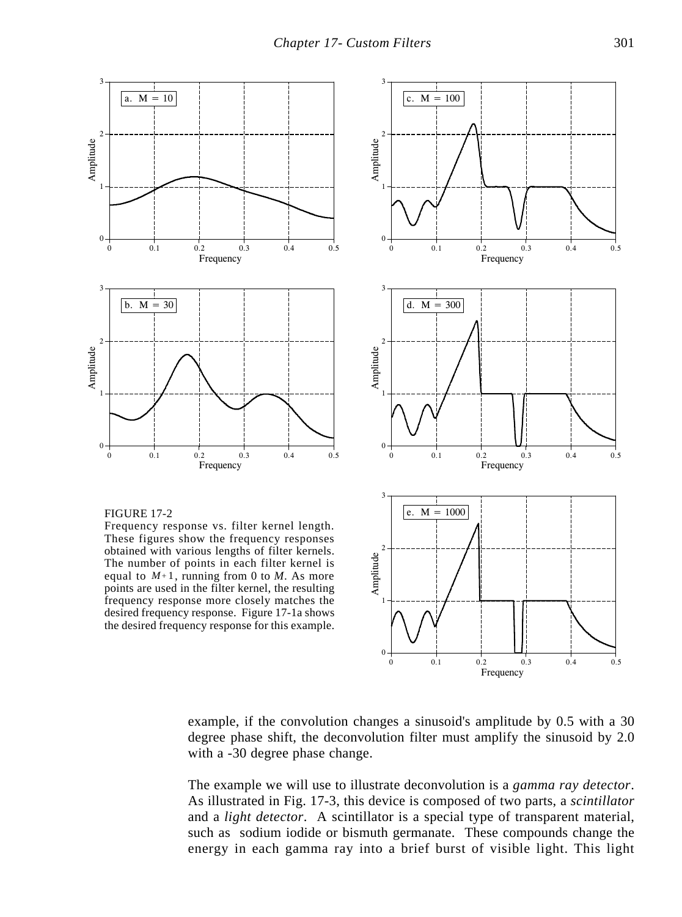FIGURE 17-2
Frequency response vs. filter kernel length. These figures show the frequency responses obtained with various lengths of filter kernels. The number of points in each filter kernel is equal to $M+1$, running from 0 to $M$. As more points are used in the filter kernel, the resulting frequency response more closely matches the desired frequency response. Figure 17-1a shows the desired frequency response for this example.

example, if the convolution changes a sinusoid's amplitude by 0.5 with a 30 degree phase shift, the deconvolution filter must amplify the sinusoid by 2.0 with a -30 degree phase change.

The example we will use to illustrate deconvolution is a *gamma ray detector*. As illustrated in Fig. 17-3, this device is composed of two parts, a *scintillator* and a *light detector*. A scintillator is a special type of transparent material, such as sodium iodide or bismuth germanate. These compounds change the energy in each gamma ray into a brief burst of visible light. This light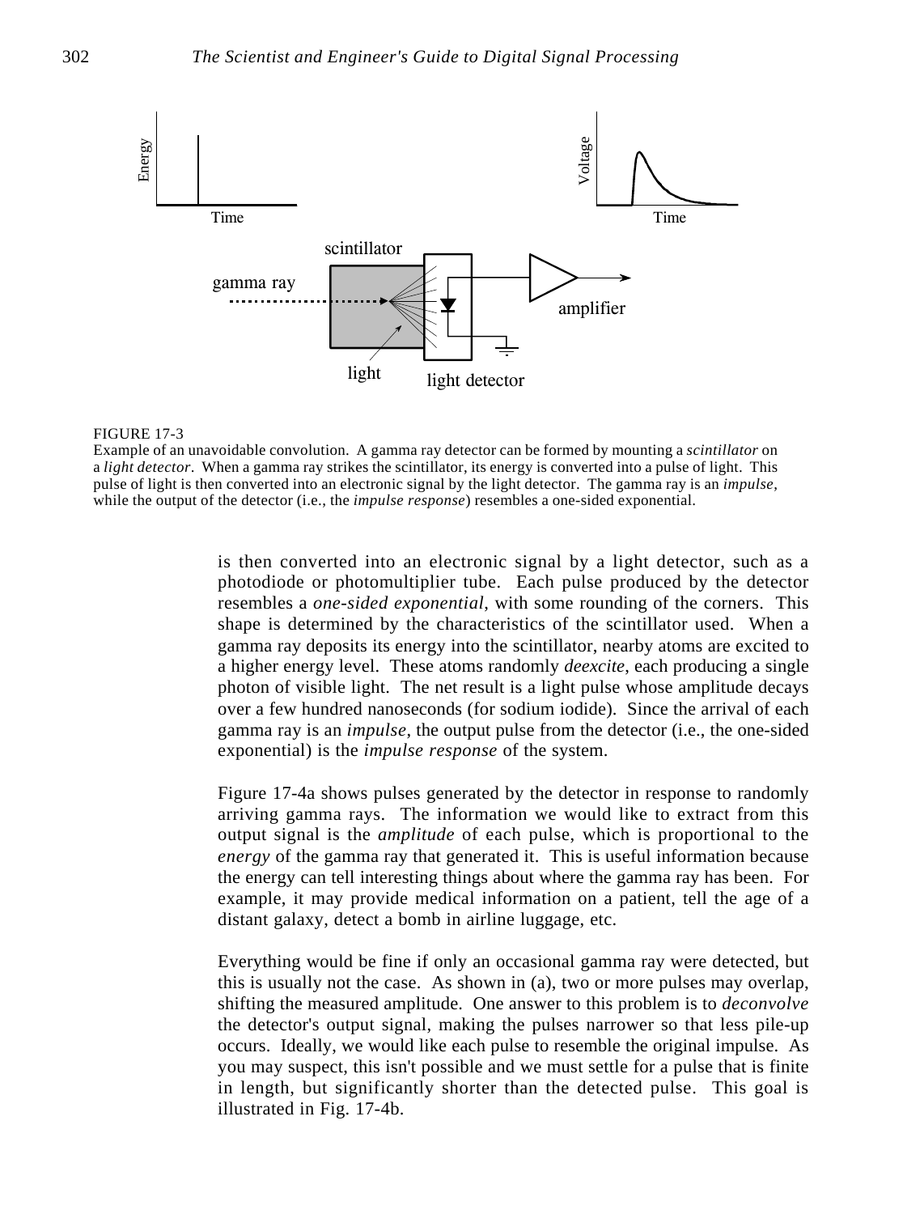Energy

Time

Voltage

Time

scintillator

gamma ray

amplifier

light

light detector

FIGURE 17-3
Example of an unavoidable convolution. A gamma ray detector can be formed by mounting a *scintillator* on a *light detector*. When a gamma ray strikes the scintillator, its energy is converted into a pulse of light. This pulse of light is then converted into an electronic signal by the light detector. The gamma ray is an *impulse*, while the output of the detector (i.e., the *impulse response*) resembles a one-sided exponential.

is then converted into an electronic signal by a light detector, such as a photodiode or photomultiplier tube. Each pulse produced by the detector resembles a *one-sided exponential*, with some rounding of the corners. This shape is determined by the characteristics of the scintillator used. When a gamma ray deposits its energy into the scintillator, nearby atoms are excited to a higher energy level. These atoms randomly *deexcite*, each producing a single photon of visible light. The net result is a light pulse whose amplitude decays over a few hundred nanoseconds (for sodium iodide). Since the arrival of each gamma ray is an *impulse*, the output pulse from the detector (i.e., the one-sided exponential) is the *impulse response* of the system.

Figure 17-4a shows pulses generated by the detector in response to randomly arriving gamma rays. The information we would like to extract from this output signal is the *amplitude* of each pulse, which is proportional to the *energy* of the gamma ray that generated it. This is useful information because the energy can tell interesting things about where the gamma ray has been. For example, it may provide medical information on a patient, tell the age of a distant galaxy, detect a bomb in airline luggage, etc.

Everything would be fine if only an occasional gamma ray were detected, but this is usually not the case. As shown in (a), two or more pulses may overlap, shifting the measured amplitude. One answer to this problem is to *deconvolve* the detector's output signal, making the pulses narrower so that less pile-up occurs. Ideally, we would like each pulse to resemble the original impulse. As you may suspect, this isn't possible and we must settle for a pulse that is finite in length, but significantly shorter than the detected pulse. This goal is illustrated in Fig. 17-4b.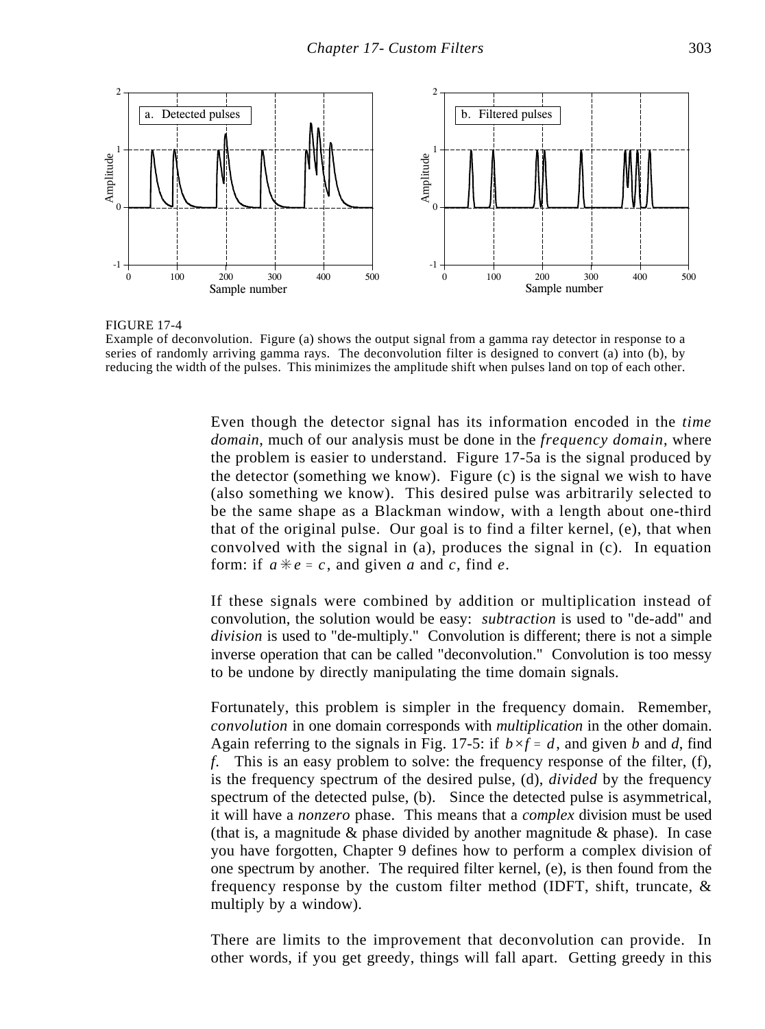a. Detected pulses

Amplitude

2

1

0

-1

0 100 200 300 400 500

Sample number

b. Filtered pulses

Amplitude

2

1

0

-1

0 100 200 300 400 500

Sample number

FIGURE 17-4
Example of deconvolution. Figure (a) shows the output signal from a gamma ray detector in response to a series of randomly arriving gamma rays. The deconvolution filter is designed to convert (a) into (b), by reducing the width of the pulses. This minimizes the amplitude shift when pulses land on top of each other.

Even though the detector signal has its information encoded in the *time domain*, much of our analysis must be done in the *frequency domain*, where the problem is easier to understand. Figure 17-5a is the signal produced by the detector (something we know). Figure (c) is the signal we wish to have (also something we know). This desired pulse was arbitrarily selected to be the same shape as a Blackman window, with a length about one-third that of the original pulse. Our goal is to find a filter kernel, (e), that when convolved with the signal in (a), produces the signal in (c). In equation form: if $a * e = c$, and given $a$ and $c$, find $e$.

If these signals were combined by addition or multiplication instead of convolution, the solution would be easy: *subtraction* is used to "de-add" and *division* is used to "de-multiply." Convolution is different; there is not a simple inverse operation that can be called "deconvolution." Convolution is too messy to be undone by directly manipulating the time domain signals.

Fortunately, this problem is simpler in the frequency domain. Remember, *convolution* in one domain corresponds with *multiplication* in the other domain. Again referring to the signals in Fig. 17-5: if $b \times f = d$, and given $b$ and $d$, find $f$. This is an easy problem to solve: the frequency response of the filter, (f), is the frequency spectrum of the desired pulse, (d), *divided* by the frequency spectrum of the detected pulse, (b). Since the detected pulse is asymmetrical, it will have a *nonzero* phase. This means that a *complex* division must be used (that is, a magnitude & phase divided by another magnitude & phase). In case you have forgotten, Chapter 9 defines how to perform a complex division of one spectrum by another. The required filter kernel, (e), is then found from the frequency response by the custom filter method (IDFT, shift, truncate, & multiply by a window).

There are limits to the improvement that deconvolution can provide. In other words, if you get greedy, things will fall apart. Getting greedy in this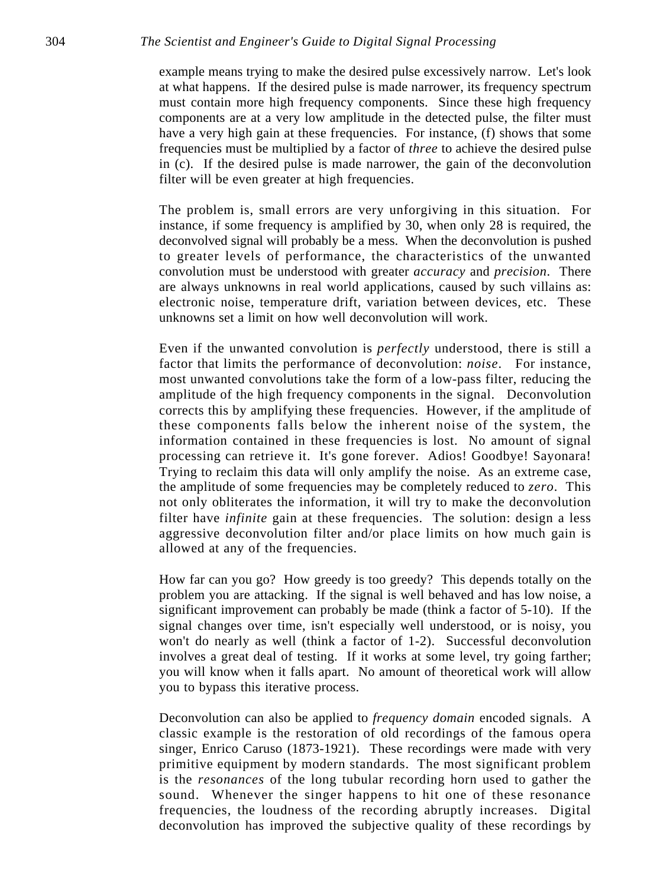example means trying to make the desired pulse excessively narrow. Let's look at what happens. If the desired pulse is made narrower, its frequency spectrum must contain more high frequency components. Since these high frequency components are at a very low amplitude in the detected pulse, the filter must have a very high gain at these frequencies. For instance, (f) shows that some frequencies must be multiplied by a factor of *three* to achieve the desired pulse in (c). If the desired pulse is made narrower, the gain of the deconvolution filter will be even greater at high frequencies.

The problem is, small errors are very unforgiving in this situation. For instance, if some frequency is amplified by 30, when only 28 is required, the deconvolved signal will probably be a mess. When the deconvolution is pushed to greater levels of performance, the characteristics of the unwanted convolution must be understood with greater *accuracy* and *precision*. There are always unknowns in real world applications, caused by such villains as: electronic noise, temperature drift, variation between devices, etc. These unknowns set a limit on how well deconvolution will work.

Even if the unwanted convolution is *perfectly* understood, there is still a factor that limits the performance of deconvolution: *noise*. For instance, most unwanted convolutions take the form of a low-pass filter, reducing the amplitude of the high frequency components in the signal. Deconvolution corrects this by amplifying these frequencies. However, if the amplitude of these components falls below the inherent noise of the system, the information contained in these frequencies is lost. No amount of signal processing can retrieve it. It's gone forever. Adios! Goodbye! Sayonara! Trying to reclaim this data will only amplify the noise. As an extreme case, the amplitude of some frequencies may be completely reduced to *zero*. This not only obliterates the information, it will try to make the deconvolution filter have *infinite* gain at these frequencies. The solution: design a less aggressive deconvolution filter and/or place limits on how much gain is allowed at any of the frequencies.

How far can you go? How greedy is too greedy? This depends totally on the problem you are attacking. If the signal is well behaved and has low noise, a significant improvement can probably be made (think a factor of 5-10). If the signal changes over time, isn't especially well understood, or is noisy, you won't do nearly as well (think a factor of 1-2). Successful deconvolution involves a great deal of testing. If it works at some level, try going farther; you will know when it falls apart. No amount of theoretical work will allow you to bypass this iterative process.

Deconvolution can also be applied to *frequency domain* encoded signals. A classic example is the restoration of old recordings of the famous opera singer, Enrico Caruso (1873-1921). These recordings were made with very primitive equipment by modern standards. The most significant problem is the *resonances* of the long tubular recording horn used to gather the sound. Whenever the singer happens to hit one of these resonance frequencies, the loudness of the recording abruptly increases. Digital deconvolution has improved the subjective quality of these recordings by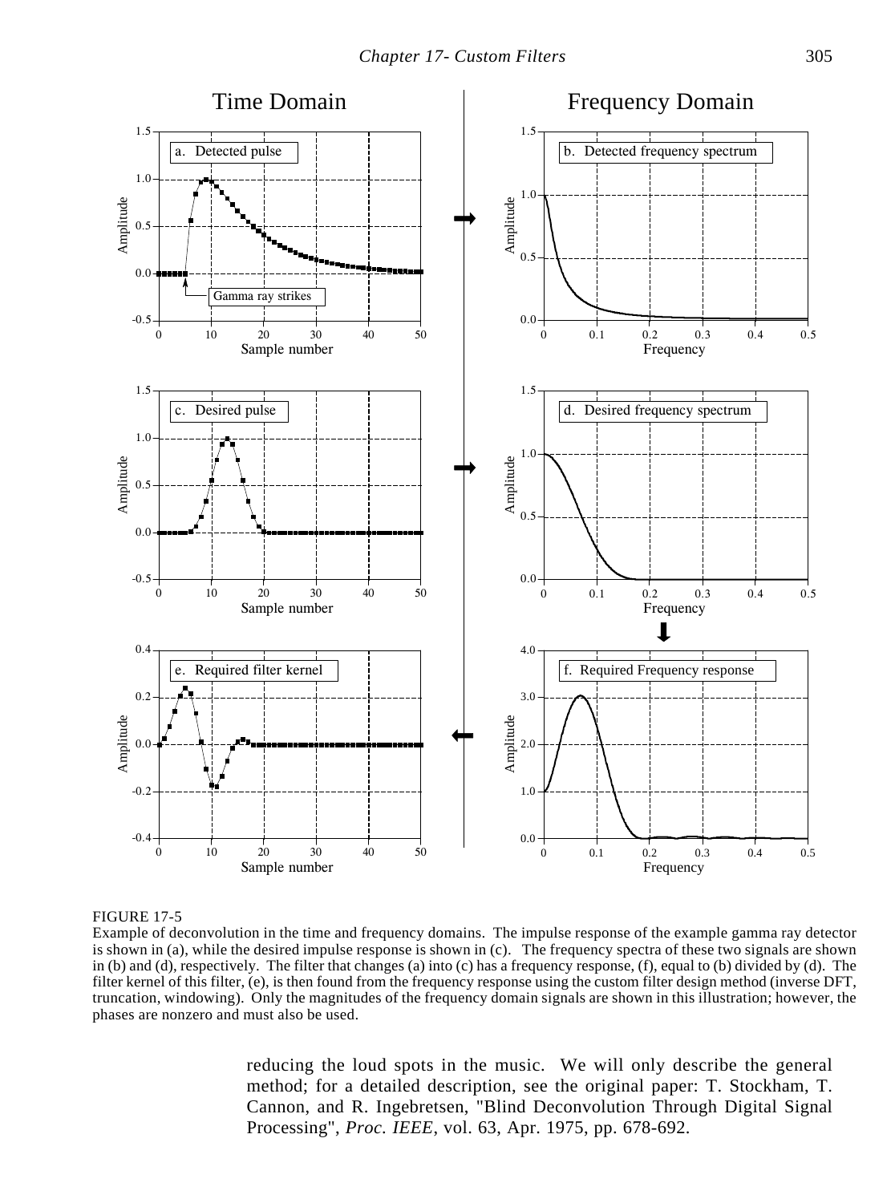FIGURE 17-5
Example of deconvolution in the time and frequency domains. The impulse response of the example gamma ray detector is shown in (a), while the desired impulse response is shown in (c). The frequency spectra of these two signals are shown in (b) and (d), respectively. The filter that changes (a) into (c) has a frequency response, (f), equal to (b) divided by (d). The filter kernel of this filter, (e), is then found from the frequency response using the custom filter design method (inverse DFT, truncation, windowing). Only the magnitudes of the frequency domain signals are shown in this illustration; however, the phases are nonzero and must also be used.

reducing the loud spots in the music. We will only describe the general method; for a detailed description, see the original paper: T. Stockham, T. Cannon, and R. Ingebretsen, "Blind Deconvolution Through Digital Signal Processing", *Proc. IEEE*, vol. 63, Apr. 1975, pp. 678-692.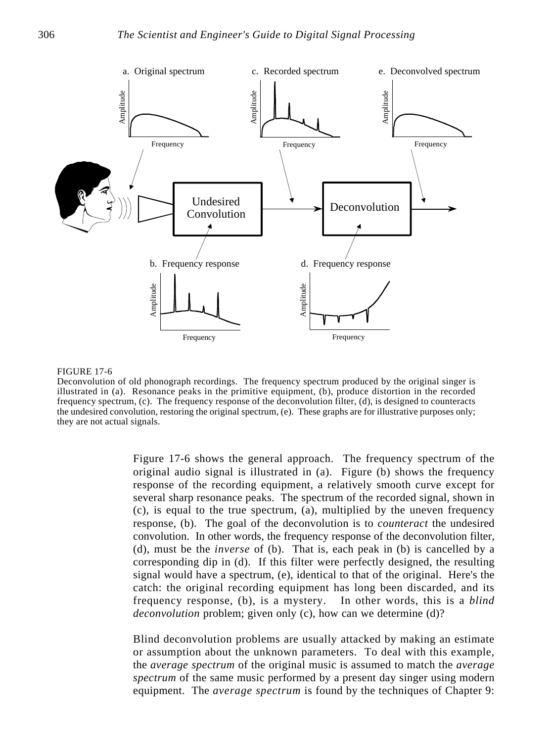FIGURE 17-6
Deconvolution of old phonograph recordings. The frequency spectrum produced by the original singer is illustrated in (a). Resonance peaks in the primitive equipment, (b), produce distortion in the recorded frequency spectrum, (c). The frequency response of the deconvolution filter, (d), is designed to counteracts the undesired convolution, restoring the original spectrum, (e). These graphs are for illustrative purposes only; they are not actual signals.

Figure 17-6 shows the general approach. The frequency spectrum of the original audio signal is illustrated in (a). Figure (b) shows the frequency response of the recording equipment, a relatively smooth curve except for several sharp resonance peaks. The spectrum of the recorded signal, shown in (c), is equal to the true spectrum, (a), multiplied by the uneven frequency response, (b). The goal of the deconvolution is to *counteract* the undesired convolution. In other words, the frequency response of the deconvolution filter, (d), must be the *inverse* of (b). That is, each peak in (b) is cancelled by a corresponding dip in (d). If this filter were perfectly designed, the resulting signal would have a spectrum, (e), identical to that of the original. Here's the catch: the original recording equipment has long been discarded, and its frequency response, (b), is a mystery. In other words, this is a *blind deconvolution* problem; given only (c), how can we determine (d)?

Blind deconvolution problems are usually attacked by making an estimate or assumption about the unknown parameters. To deal with this example, the *average spectrum* of the original music is assumed to match the *average spectrum* of the same music performed by a present day singer using modern equipment. The *average spectrum* is found by the techniques of Chapter 9: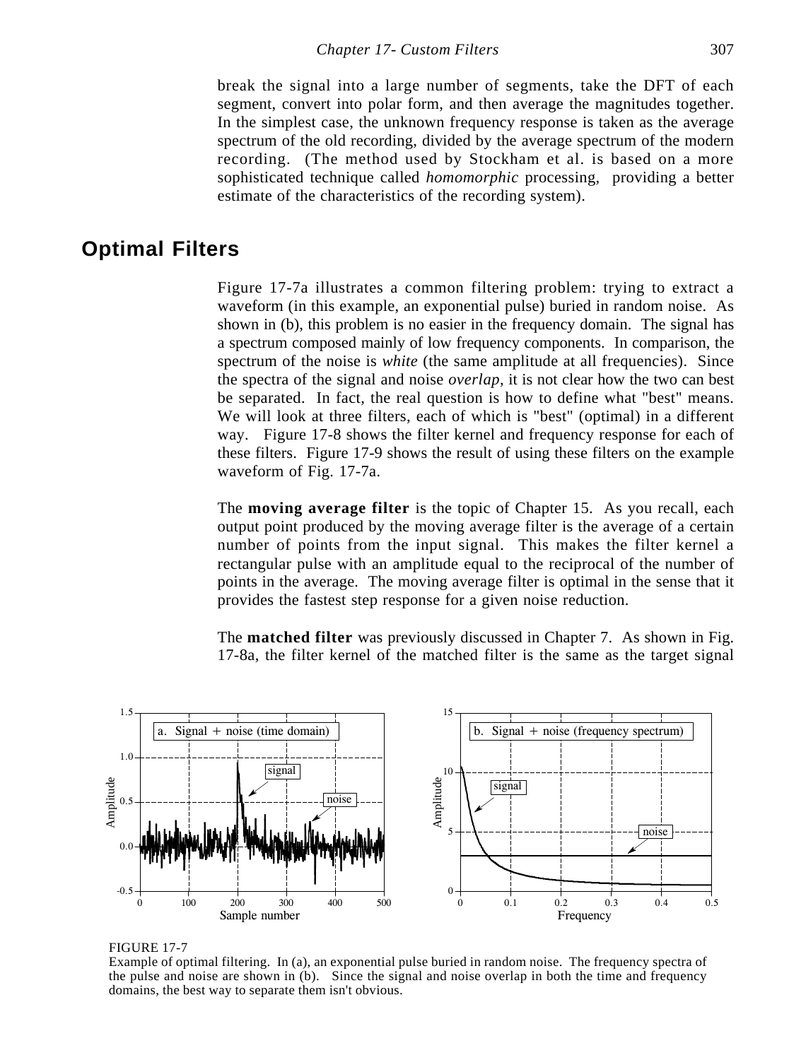break the signal into a large number of segments, take the DFT of each segment, convert into polar form, and then average the magnitudes together. In the simplest case, the unknown frequency response is taken as the average spectrum of the old recording, divided by the average spectrum of the modern recording. (The method used by Stockham et al. is based on a more sophisticated technique called *homomorphic* processing, providing a better estimate of the characteristics of the recording system).

## Optimal Filters

Figure 17-7a illustrates a common filtering problem: trying to extract a waveform (in this example, an exponential pulse) buried in random noise. As shown in (b), this problem is no easier in the frequency domain. The signal has a spectrum composed mainly of low frequency components. In comparison, the spectrum of the noise is *white* (the same amplitude at all frequencies). Since the spectra of the signal and noise *overlap*, it is not clear how the two can best be separated. In fact, the real question is how to define what "best" means. We will look at three filters, each of which is "best" (optimal) in a different way. Figure 17-8 shows the filter kernel and frequency response for each of these filters. Figure 17-9 shows the result of using these filters on the example waveform of Fig. 17-7a.

The **moving average filter** is the topic of Chapter 15. As you recall, each output point produced by the moving average filter is the average of a certain number of points from the input signal. This makes the filter kernel a rectangular pulse with an amplitude equal to the reciprocal of the number of points in the average. The moving average filter is optimal in the sense that it provides the fastest step response for a given noise reduction.

The **matched filter** was previously discussed in Chapter 7. As shown in Fig. 17-8a, the filter kernel of the matched filter is the same as the target signal

FIGURE 17-7
Example of optimal filtering. In (a), an exponential pulse buried in random noise. The frequency spectra of the pulse and noise are shown in (b). Since the signal and noise overlap in both the time and frequency domains, the best way to separate them isn't obvious.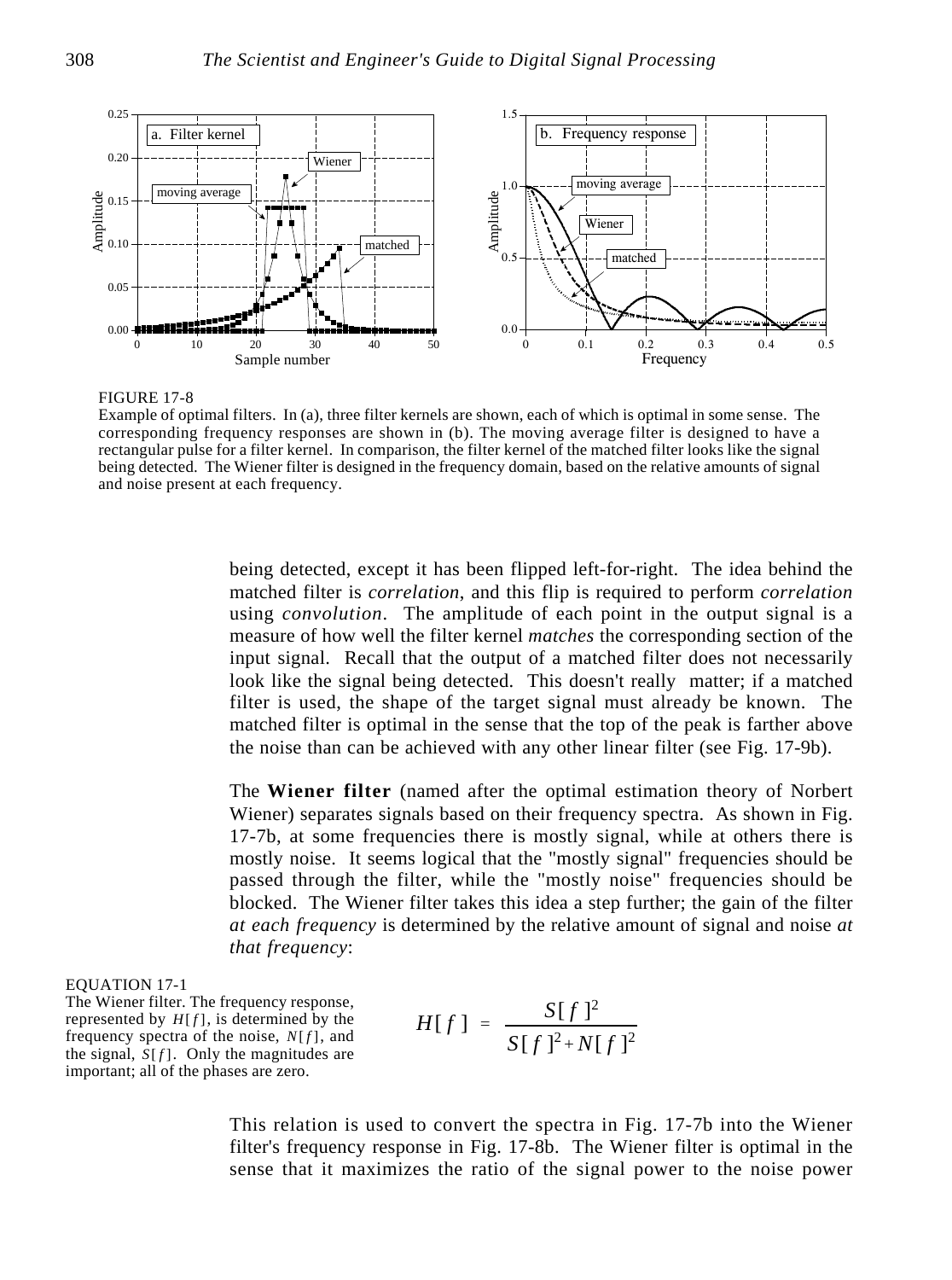FIGURE 17-8
Example of optimal filters. In (a), three filter kernels are shown, each of which is optimal in some sense. The corresponding frequency responses are shown in (b). The moving average filter is designed to have a rectangular pulse for a filter kernel. In comparison, the filter kernel of the matched filter looks like the signal being detected. The Wiener filter is designed in the frequency domain, based on the relative amounts of signal and noise present at each frequency.

being detected, except it has been flipped left-for-right. The idea behind the matched filter is *correlation*, and this flip is required to perform *correlation* using *convolution*. The amplitude of each point in the output signal is a measure of how well the filter kernel *matches* the corresponding section of the input signal. Recall that the output of a matched filter does not necessarily look like the signal being detected. This doesn't really matter; if a matched filter is used, the shape of the target signal must already be known. The matched filter is optimal in the sense that the top of the peak is farther above the noise than can be achieved with any other linear filter (see Fig. 17-9b).

The **Wiener filter** (named after the optimal estimation theory of Norbert Wiener) separates signals based on their frequency spectra. As shown in Fig. 17-7b, at some frequencies there is mostly signal, while at others there is mostly noise. It seems logical that the "mostly signal" frequencies should be passed through the filter, while the "mostly noise" frequencies should be blocked. The Wiener filter takes this idea a step further; the gain of the filter *at each frequency* is determined by the relative amount of signal and noise *at that frequency*:

EQUATION 17-1
The Wiener filter. The frequency response, represented by $H[f]$, is determined by the frequency spectra of the noise, $N[f]$, and the signal, $S[f]$. Only the magnitudes are important; all of the phases are zero.

$$H[f] = \frac{S[f]^2}{S[f]^2 + N[f]^2}$$

This relation is used to convert the spectra in Fig. 17-7b into the Wiener filter's frequency response in Fig. 17-8b. The Wiener filter is optimal in the sense that it maximizes the ratio of the signal power to the noise power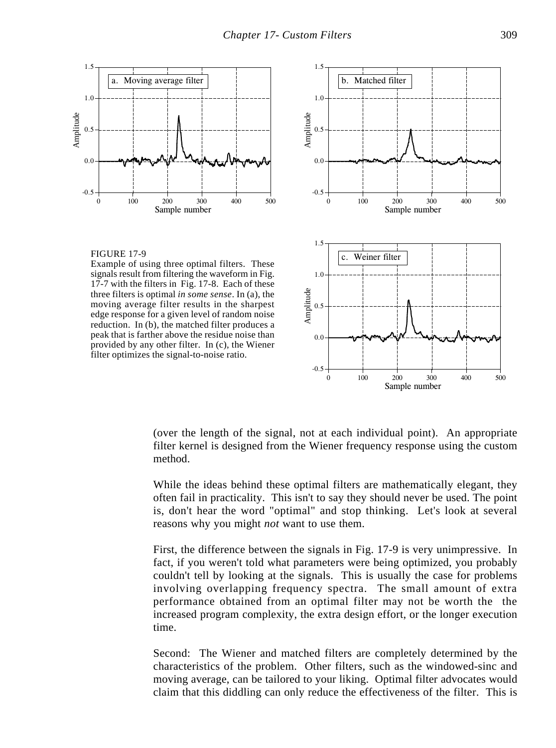a. Moving average filter

1.5
1.0
0.5
0.0
-0.5

Amplitude

0 100 200 300 400 500

Sample number

b. Matched filter

1.5
1.0
0.5
0.0
-0.5

Amplitude

0 100 200 300 400 500

Sample number

c. Weiner filter

1.5
1.0
0.5
0.0
-0.5

Amplitude

0 100 200 300 400 500

Sample number

FIGURE 17-9
Example of using three optimal filters. These signals result from filtering the waveform in Fig. 17-7 with the filters in Fig. 17-8. Each of these three filters is optimal *in some sense*. In (a), the moving average filter results in the sharpest edge response for a given level of random noise reduction. In (b), the matched filter produces a peak that is farther above the residue noise than provided by any other filter. In (c), the Wiener filter optimizes the signal-to-noise ratio.

(over the length of the signal, not at each individual point). An appropriate filter kernel is designed from the Wiener frequency response using the custom method.

While the ideas behind these optimal filters are mathematically elegant, they often fail in practicality. This isn't to say they should never be used. The point is, don't hear the word "optimal" and stop thinking. Let's look at several reasons why you might *not* want to use them.

First, the difference between the signals in Fig. 17-9 is very unimpressive. In fact, if you weren't told what parameters were being optimized, you probably couldn't tell by looking at the signals. This is usually the case for problems involving overlapping frequency spectra. The small amount of extra performance obtained from an optimal filter may not be worth the the increased program complexity, the extra design effort, or the longer execution time.

Second: The Wiener and matched filters are completely determined by the characteristics of the problem. Other filters, such as the windowed-sinc and moving average, can be tailored to your liking. Optimal filter advocates would claim that this diddling can only reduce the effectiveness of the filter. This is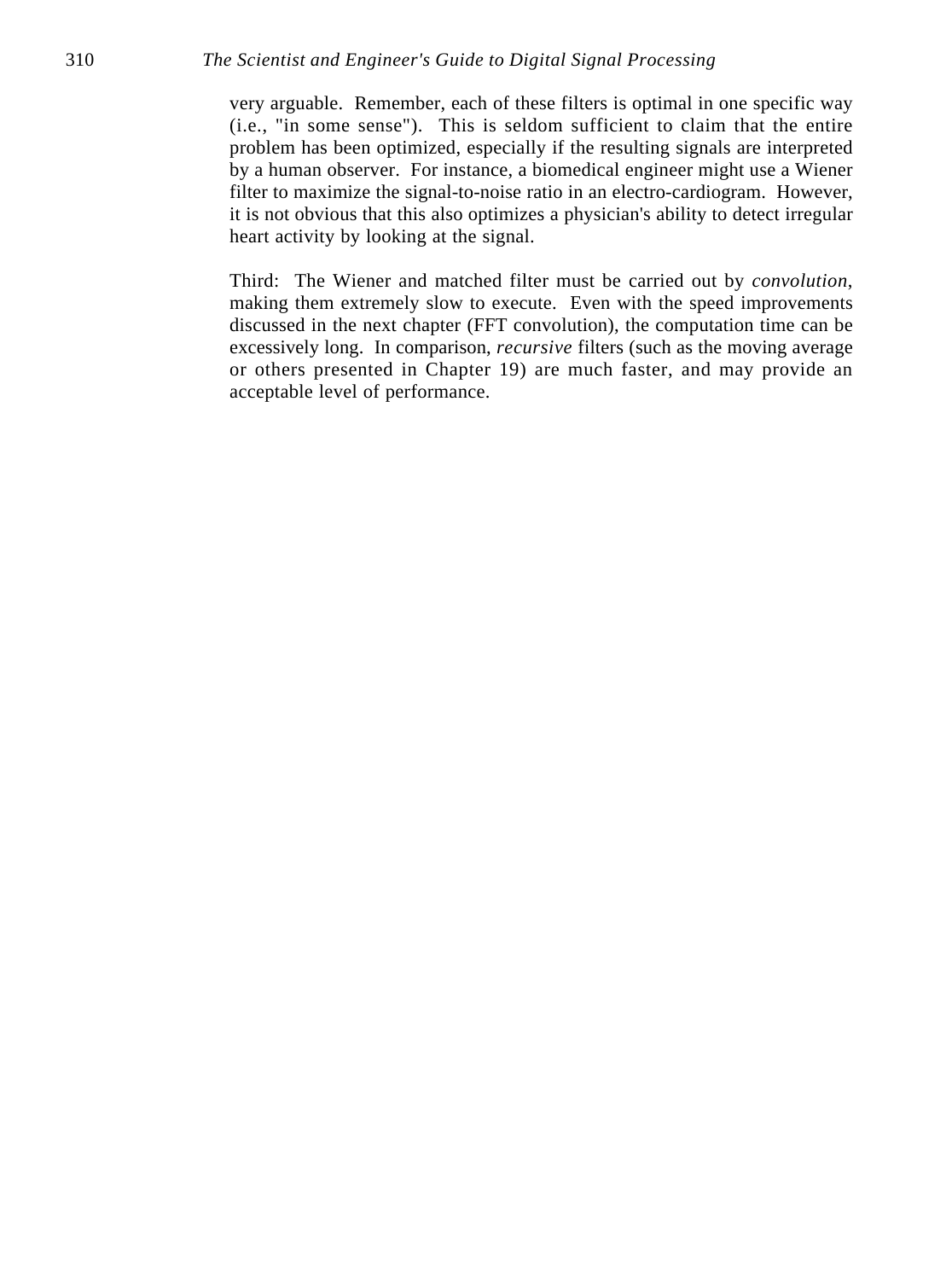very arguable. Remember, each of these filters is optimal in one specific way (i.e., "in some sense"). This is seldom sufficient to claim that the entire problem has been optimized, especially if the resulting signals are interpreted by a human observer. For instance, a biomedical engineer might use a Wiener filter to maximize the signal-to-noise ratio in an electro-cardiogram. However, it is not obvious that this also optimizes a physician's ability to detect irregular heart activity by looking at the signal.

Third: The Wiener and matched filter must be carried out by *convolution*, making them extremely slow to execute. Even with the speed improvements discussed in the next chapter (FFT convolution), the computation time can be excessively long. In comparison, *recursive* filters (such as the moving average or others presented in Chapter 19) are much faster, and may provide an acceptable level of performance.